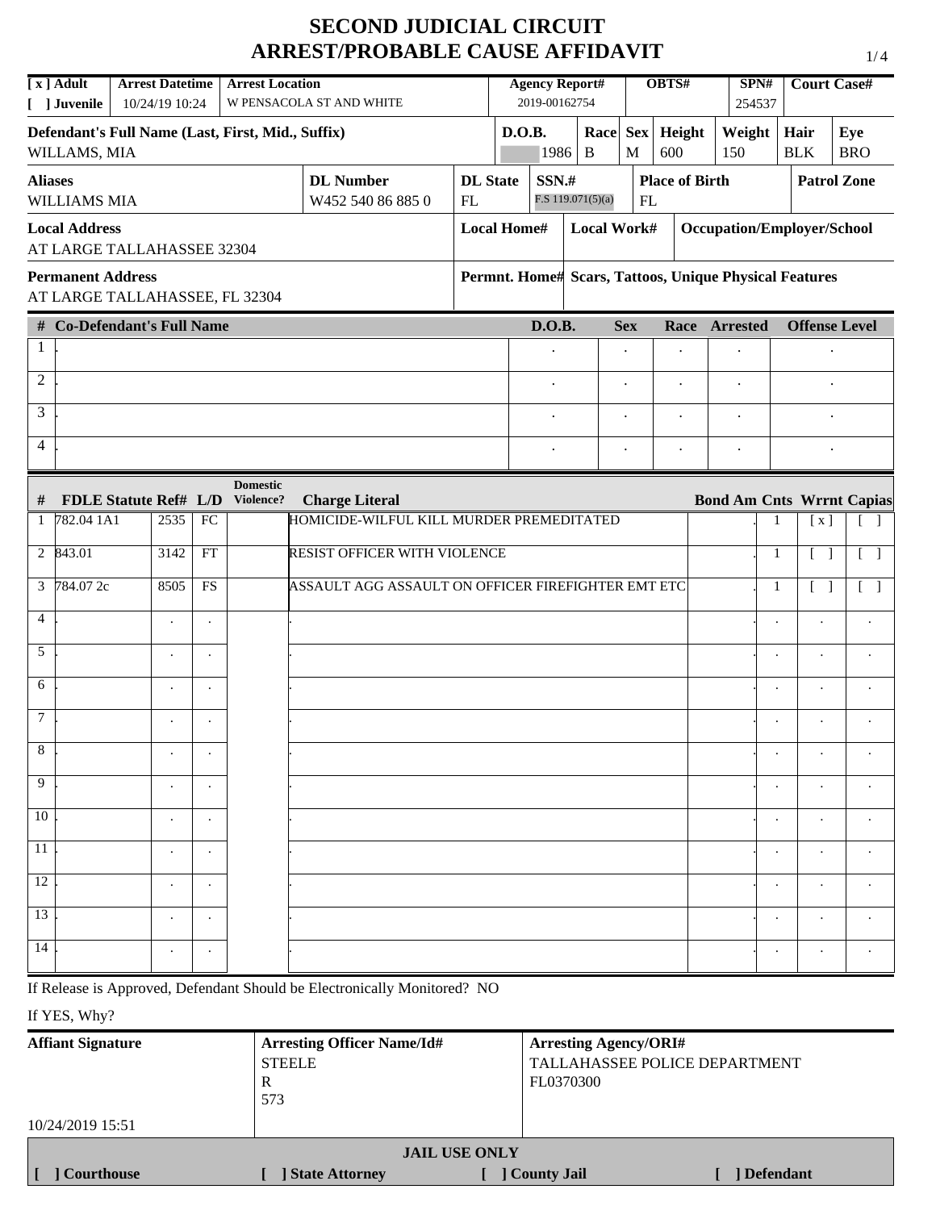# SECOND JUDICIAL CIRCUIT
# ARREST/PROBABLE CAUSE AFFIDAVIT

| [ x ] Adult [ ] Juvenile | Arrest Datetime | Arrest Location | Agency Report# | OBTS# | SPN# | Court Case# |
|---|---|---|---|---|---|---|
| | 10/24/19 10:24 | W PENSACOLA ST AND WHITE | 2019-00162754 | | 254537 | |

| Defendant's Full Name (Last, First, Mid., Suffix) | D.O.B. | Race | Sex | Height | Weight | Hair | Eye |
|---|---|---|---|---|---|---|---|
| WILLAMS, MIA | 1986 | B | M | 600 | 150 | BLK | BRO |

| Aliases | DL Number | DL State | SSN.# | Place of Birth | Patrol Zone |
|---|---|---|---|---|---|
| WILLIAMS MIA | W452 540 86 885 0 | FL | F.S 119.071(5)(a) | FL | |

| Local Address | Local Home# | Local Work# | Occupation/Employer/School |
|---|---|---|---|
| AT LARGE TALLAHASSEE 32304 | | | |

| Permanent Address | Permnt. Home# | Scars, Tattoos, Unique Physical Features |
|---|---|---|
| AT LARGE TALLAHASSEE, FL 32304 | | |

| # | Co-Defendant's Full Name | D.O.B. | Sex | Race | Arrested | Offense Level |
|---|---|---|---|---|---|---|
| 1 | . | . | . | . | . | . |
| 2 | . | . | . | . | . | . |
| 3 | . | . | . | . | . | . |
| 4 | . | . | . | . | . | . |

| # | FDLE Statute | Ref# | L/D | Domestic Violence? | Charge Literal | Bond Am | Cnts | Wrrnt | Capias |
|---|---|---|---|---|---|---|---|---|---|
| 1 | 782.04 1A1 | 2535 | FC | | HOMICIDE-WILFUL KILL MURDER PREMEDITATED | . | 1 | [ x ] | [ ] |
| 2 | 843.01 | 3142 | FT | | RESIST OFFICER WITH VIOLENCE | . | 1 | [ ] | [ ] |
| 3 | 784.07 2c | 8505 | FS | | ASSAULT AGG ASSAULT ON OFFICER FIREFIGHTER EMT ETC | . | 1 | [ ] | [ ] |
| 4 | . | . | . | | . | . | . | . | . |
| 5 | . | . | . | | . | . | . | . | . |
| 6 | . | . | . | | . | . | . | . | . |
| 7 | . | . | . | | . | . | . | . | . |
| 8 | . | . | . | | . | . | . | . | . |
| 9 | . | . | . | | . | . | . | . | . |
| 10 | . | . | . | | . | . | . | . | . |
| 11 | . | . | . | | . | . | . | . | . |
| 12 | . | . | . | | . | . | . | . | . |
| 13 | . | . | . | | . | . | . | . | . |
| 14 | . | . | . | | . | . | . | . | . |

If Release is Approved, Defendant Should be Electronically Monitored? NO

If YES, Why?

| Affiant Signature | Arresting Officer Name/Id# | Arresting Agency/ORI# |
|---|---|---|
| 10/24/2019 15:51 | STEELE R 573 | TALLAHASSEE POLICE DEPARTMENT FL0370300 |

**JAIL USE ONLY**

[ ] Courthouse [ ] State Attorney [ ] County Jail [ ] Defendant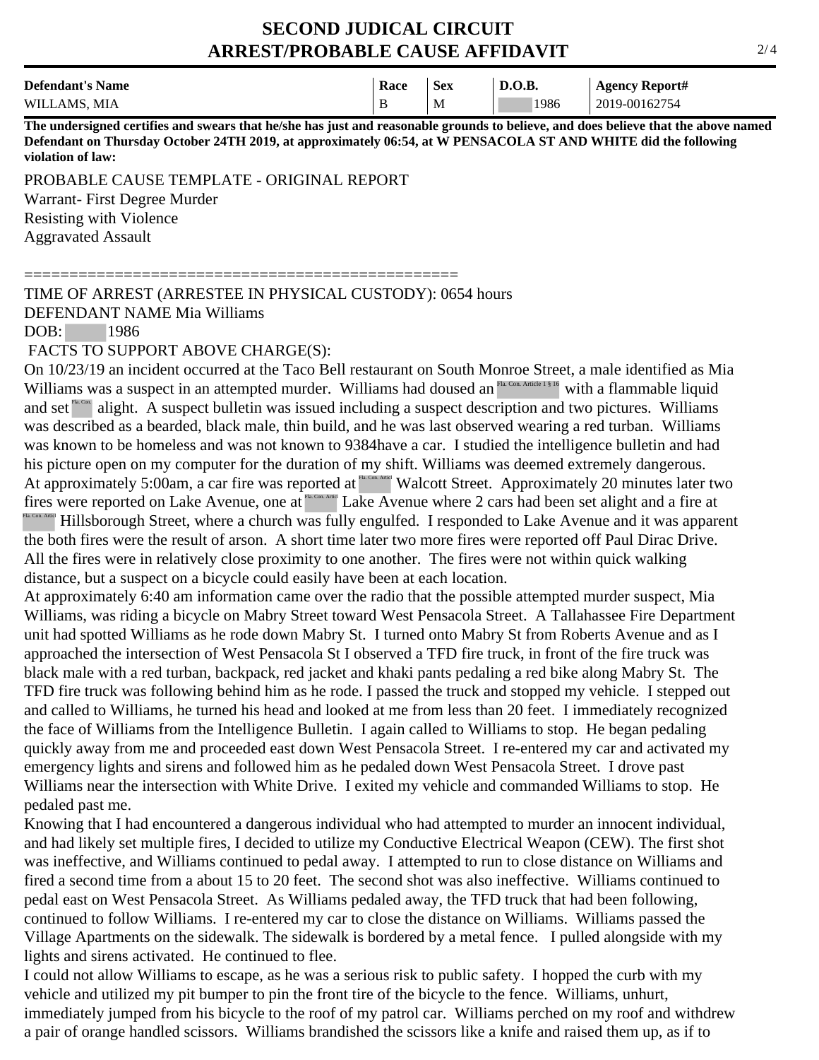# SECOND JUDICAL CIRCUIT
# ARREST/PROBABLE CAUSE AFFIDAVIT

| Defendant's Name | Race | Sex | D.O.B. | Agency Report# |
| --- | --- | --- | --- | --- |
| WILLAMS, MIA | B | M | 1986 | 2019-00162754 |

**The undersigned certifies and swears that he/she has just and reasonable grounds to believe, and does believe that the above named Defendant on Thursday October 24TH 2019, at approximately 06:54, at W PENSACOLA ST AND WHITE did the following violation of law:**

PROBABLE CAUSE TEMPLATE - ORIGINAL REPORT
Warrant- First Degree Murder
Resisting with Violence
Aggravated Assault

================================================

TIME OF ARREST (ARRESTEE IN PHYSICAL CUSTODY): 0654 hours
DEFENDANT NAME Mia Williams
DOB: 1986
FACTS TO SUPPORT ABOVE CHARGE(S):

On 10/23/19 an incident occurred at the Taco Bell restaurant on South Monroe Street, a male identified as Mia Williams was a suspect in an attempted murder. Williams had doused an Fla. Con. Article 1 § 16 with a flammable liquid and set Fla. Con. alight. A suspect bulletin was issued including a suspect description and two pictures. Williams was described as a bearded, black male, thin build, and he was last observed wearing a red turban. Williams was known to be homeless and was not known to 9384have a car. I studied the intelligence bulletin and had his picture open on my computer for the duration of my shift. Williams was deemed extremely dangerous. At approximately 5:00am, a car fire was reported at Fla. Con. Articl Walcott Street. Approximately 20 minutes later two fires were reported on Lake Avenue, one at Fla. Con. Articl Lake Avenue where 2 cars had been set alight and a fire at Fla. Con. Articl Hillsborough Street, where a church was fully engulfed. I responded to Lake Avenue and it was apparent the both fires were the result of arson. A short time later two more fires were reported off Paul Dirac Drive. All the fires were in relatively close proximity to one another. The fires were not within quick walking distance, but a suspect on a bicycle could easily have been at each location.

At approximately 6:40 am information came over the radio that the possible attempted murder suspect, Mia Williams, was riding a bicycle on Mabry Street toward West Pensacola Street. A Tallahassee Fire Department unit had spotted Williams as he rode down Mabry St. I turned onto Mabry St from Roberts Avenue and as I approached the intersection of West Pensacola St I observed a TFD fire truck, in front of the fire truck was black male with a red turban, backpack, red jacket and khaki pants pedaling a red bike along Mabry St. The TFD fire truck was following behind him as he rode. I passed the truck and stopped my vehicle. I stepped out and called to Williams, he turned his head and looked at me from less than 20 feet. I immediately recognized the face of Williams from the Intelligence Bulletin. I again called to Williams to stop. He began pedaling quickly away from me and proceeded east down West Pensacola Street. I re-entered my car and activated my emergency lights and sirens and followed him as he pedaled down West Pensacola Street. I drove past Williams near the intersection with White Drive. I exited my vehicle and commanded Williams to stop. He pedaled past me.

Knowing that I had encountered a dangerous individual who had attempted to murder an innocent individual, and had likely set multiple fires, I decided to utilize my Conductive Electrical Weapon (CEW). The first shot was ineffective, and Williams continued to pedal away. I attempted to run to close distance on Williams and fired a second time from a about 15 to 20 feet. The second shot was also ineffective. Williams continued to pedal east on West Pensacola Street. As Williams pedaled away, the TFD truck that had been following, continued to follow Williams. I re-entered my car to close the distance on Williams. Williams passed the Village Apartments on the sidewalk. The sidewalk is bordered by a metal fence. I pulled alongside with my lights and sirens activated. He continued to flee.

I could not allow Williams to escape, as he was a serious risk to public safety. I hopped the curb with my vehicle and utilized my pit bumper to pin the front tire of the bicycle to the fence. Williams, unhurt, immediately jumped from his bicycle to the roof of my patrol car. Williams perched on my roof and withdrew a pair of orange handled scissors. Williams brandished the scissors like a knife and raised them up, as if to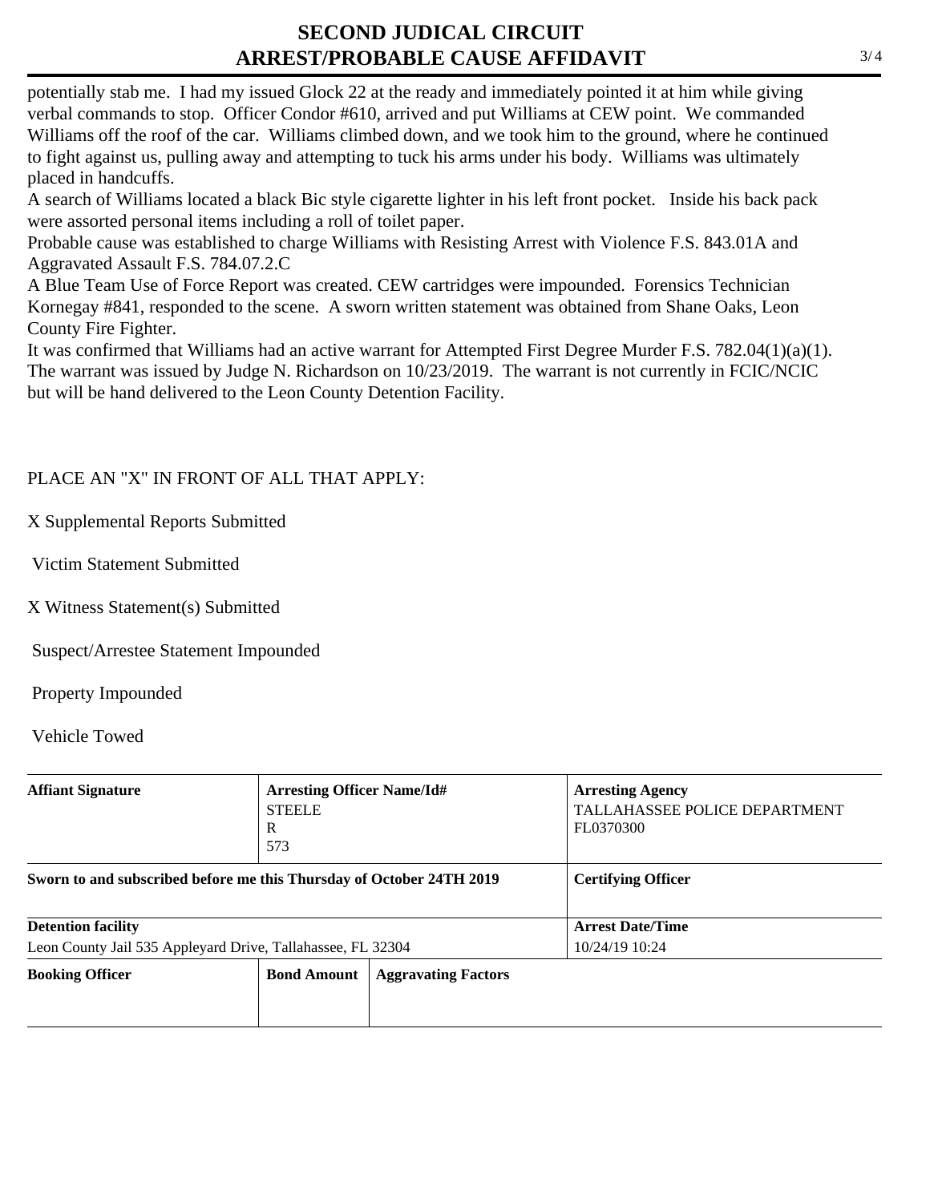# SECOND JUDICAL CIRCUIT
# ARREST/PROBABLE CAUSE AFFIDAVIT

potentially stab me. I had my issued Glock 22 at the ready and immediately pointed it at him while giving verbal commands to stop. Officer Condor #610, arrived and put Williams at CEW point. We commanded Williams off the roof of the car. Williams climbed down, and we took him to the ground, where he continued to fight against us, pulling away and attempting to tuck his arms under his body. Williams was ultimately placed in handcuffs.

A search of Williams located a black Bic style cigarette lighter in his left front pocket. Inside his back pack were assorted personal items including a roll of toilet paper.

Probable cause was established to charge Williams with Resisting Arrest with Violence F.S. 843.01A and Aggravated Assault F.S. 784.07.2.C

A Blue Team Use of Force Report was created. CEW cartridges were impounded. Forensics Technician Kornegay #841, responded to the scene. A sworn written statement was obtained from Shane Oaks, Leon County Fire Fighter.

It was confirmed that Williams had an active warrant for Attempted First Degree Murder F.S. 782.04(1)(a)(1). The warrant was issued by Judge N. Richardson on 10/23/2019. The warrant is not currently in FCIC/NCIC but will be hand delivered to the Leon County Detention Facility.

PLACE AN "X" IN FRONT OF ALL THAT APPLY:

X Supplemental Reports Submitted

Victim Statement Submitted

X Witness Statement(s) Submitted

Suspect/Arrestee Statement Impounded

Property Impounded

Vehicle Towed

| **Affiant Signature** | **Arresting Officer Name/Id#**<br>STEELE<br>R<br>573 | | **Arresting Agency**<br>TALLAHASSEE POLICE DEPARTMENT<br>FL0370300 |
|---|---|---|---|
| **Sworn to and subscribed before me this Thursday of October 24TH 2019** | | | **Certifying Officer** |
| **Detention facility**<br>Leon County Jail 535 Appleyard Drive, Tallahassee, FL 32304 | | | **Arrest Date/Time**<br>10/24/19 10:24 |
| **Booking Officer** | **Bond Amount** | **Aggravating Factors** | |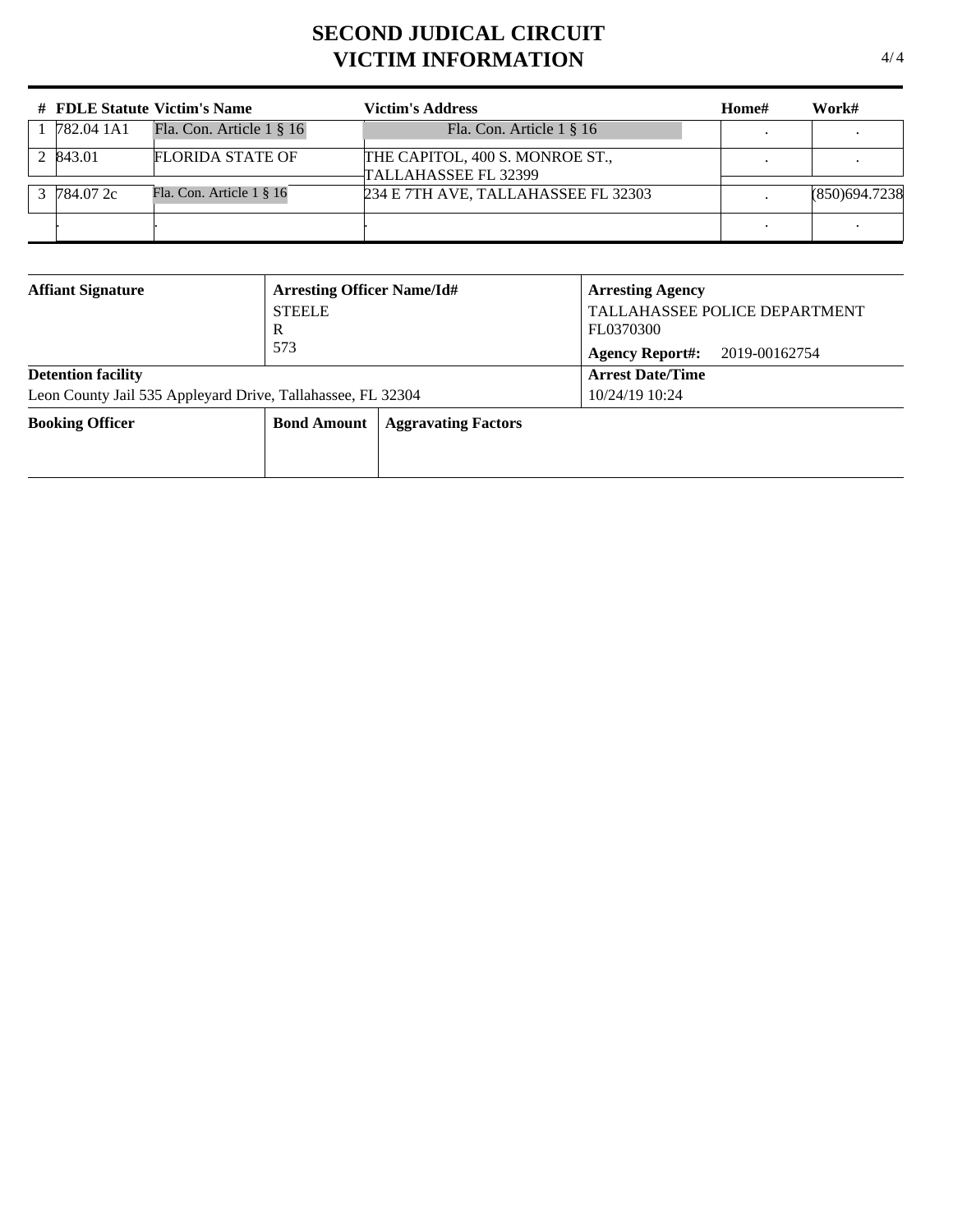# SECOND JUDICAL CIRCUIT
# VICTIM INFORMATION

| # | FDLE Statute | Victim's Name | Victim's Address | Home# | Work# |
|---|---|---|---|---|---|
| 1 | 782.04 1A1 | Fla. Con. Article 1 § 16 | Fla. Con. Article 1 § 16 | . | . |
| 2 | 843.01 | FLORIDA STATE OF | THE CAPITOL, 400 S. MONROE ST., TALLAHASSEE FL 32399 | . | . |
| 3 | 784.07 2c | Fla. Con. Article 1 § 16 | 234 E 7TH AVE, TALLAHASSEE FL 32303 | . | (850)694.7238 |
| | . | . | . | . | . |

| Affiant Signature | Arresting Officer Name/Id# | Arresting Agency |
|---|---|---|
| | STEELE<br>R<br>573 | TALLAHASSEE POLICE DEPARTMENT<br>FL0370300<br>**Agency Report#:** 2019-00162754 |

| Detention facility | Arrest Date/Time |
|---|---|
| Leon County Jail 535 Appleyard Drive, Tallahassee, FL 32304 | 10/24/19 10:24 |

| Booking Officer | Bond Amount | Aggravating Factors |
|---|---|---|
| | | |